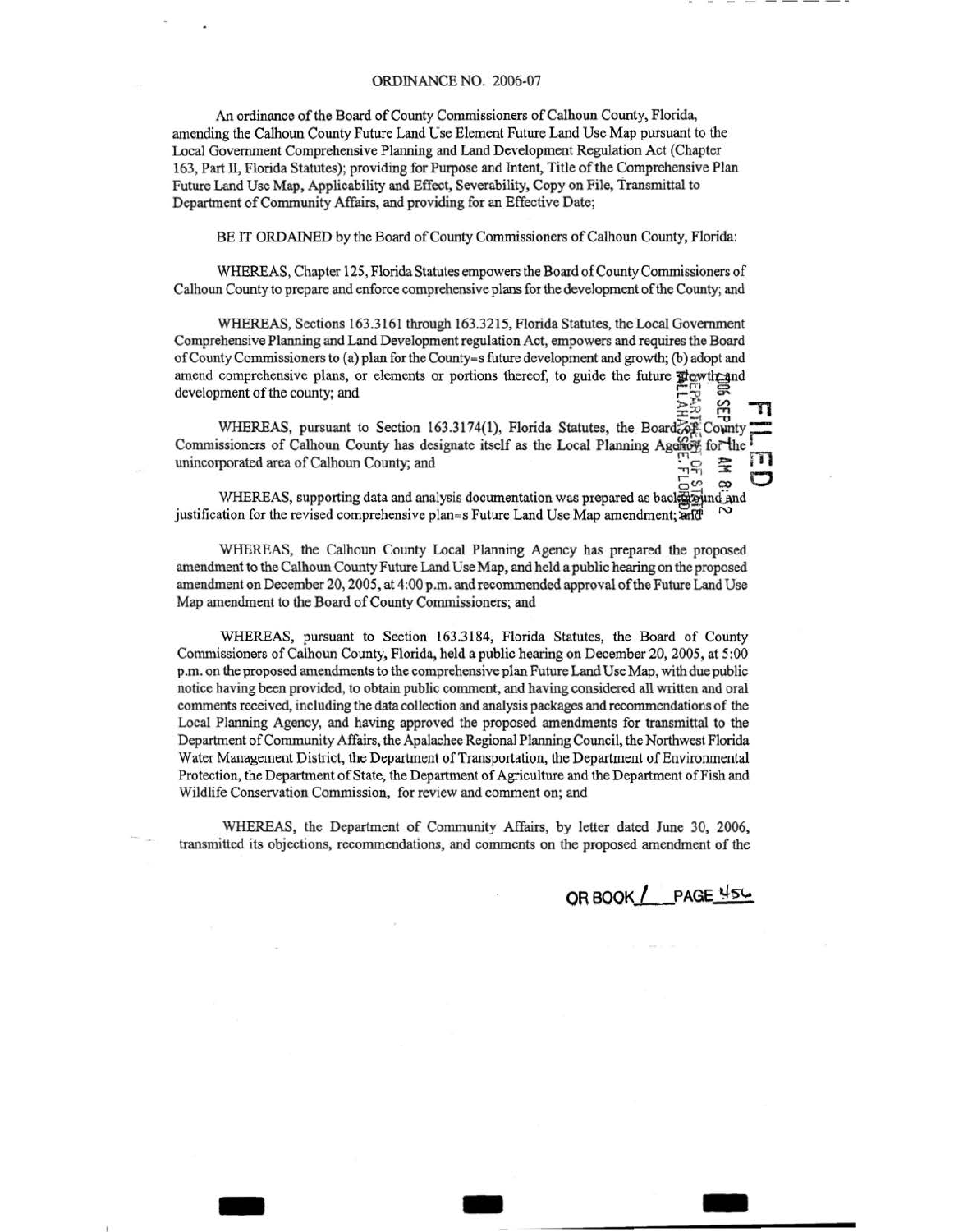ORDINANCE NO. 2006-07

An ordinance of the Board of County Commissioners of Calhoun County, Florida, amending the Calhoun County Future Land Use Element Future Land Use Map pursuant to the Local Government Comprehensive Planning and Land Development Regulation Act (Chapter 163, Part II, Florida Statutes); providing for Purpose and Intent, Title of the Comprehensive Plan Future Land Use Map, Applicability and Effect, Severability, Copy on File, Transmittal to Department of Community Affairs, and providing for an Effective Date;

BE IT ORDAINED by the Board of County Commissioners of Calhoun County, Florida:

WHEREAS, Chapter 125, Florida Statutes empowers the Board of County Commissioners of Calhoun County to prepare and enforce comprehensive plans for the development of the County; and

WHEREAS, Sections 163.3161 through 163.3215, Florida Statutes, the Local Government Comprehensive Planning and Land Development regulation Act, empowers and requires the Board of County Commissioners to (a) plan for the County=s future development and growth; (b) adopt and amend comprehensive plans, or elements or portions thereof, to guide the future growth and development of the county; and

WHEREAS, pursuant to Section 163.3174(1), Florida Statutes, the Board of County Commissioners of Calhoun County has designate itself as the Local Planning Agency for the unincorporated area of Calhoun County; and

WHEREAS, supporting data and analysis documentation was prepared as background and justification for the revised comprehensive plan=s Future Land Use Map amendment; and

WHEREAS, the Calhoun County Local Planning Agency has prepared the proposed amendment to the Calhoun County Future Land Use Map, and held a public hearing on the proposed amendment on December 20, 2005, at 4:00 p.m. and recommended approval of the Future Land Use Map amendment to the Board of County Commissioners; and

WHEREAS, pursuant to Section 163.3184, Florida Statutes, the Board of County Commissioners of Calhoun County, Florida, held a public hearing on December 20, 2005, at 5:00 p.m. on the proposed amendments to the comprehensive plan Future Land Use Map, with due public notice having been provided, to obtain public comment, and having considered all written and oral comments received, including the data collection and analysis packages and recommendations of the Local Planning Agency, and having approved the proposed amendments for transmittal to the Department of Community Affairs, the Apalachee Regional Planning Council, the Northwest Florida Water Management District, the Department of Transportation, the Department of Environmental Protection, the Department of State, the Department of Agriculture and the Department of Fish and Wildlife Conservation Commission, for review and comment on; and

WHEREAS, the Department of Community Affairs, by letter dated June 30, 2006, transmitted its objections, recommendations, and comments on the proposed amendment of the

OR BOOK 1 PAGE 456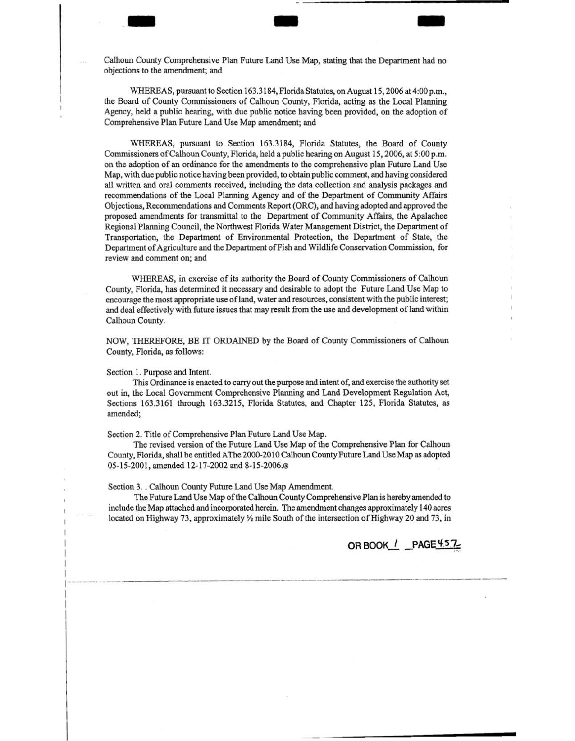Calhoun County Comprehensive Plan Future Land Use Map, stating that the Department had no objections to the amendment; and

WHEREAS, pursuant to Section 163.3184, Florida Statutes, on August 15, 2006 at 4:00 p.m., the Board of County Commissioners of Calhoun County, Florida, acting as the Local Planning Agency, held a public hearing, with due public notice having been provided, on the adoption of Comprehensive Plan Future Land Use Map amendment; and

WHEREAS, pursuant to Section 163.3184, Florida Statutes, the Board of County Commissioners of Calhoun County, Florida, held a public hearing on August 15, 2006, at 5:00 p.m. on the adoption of an ordinance for the amendments to the comprehensive plan Future Land Use Map, with due public notice having been provided, to obtain public comment, and having considered all written and oral comments received, including the data collection and analysis packages and recommendations of the Local Planning Agency and of the Department of Community Affairs Objections, Recommendations and Comments Report (ORC), and having adopted and approved the proposed amendments for transmittal to the Department of Community Affairs, the Apalachee Regional Planning Council, the Northwest Florida Water Management District, the Department of Transportation, the Department of Environmental Protection, the Department of State, the Department of Agriculture and the Department of Fish and Wildlife Conservation Commission, for review and comment on; and

WHEREAS, in exercise of its authority the Board of County Commissioners of Calhoun County, Florida, has determined it necessary and desirable to adopt the Future Land Use Map to encourage the most appropriate use of land, water and resources, consistent with the public interest; and deal effectively with future issues that may result from the use and development of land within Calhoun County.

NOW, THEREFORE, BE IT ORDAINED by the Board of County Commissioners of Calhoun County, Florida, as follows:

Section 1. Purpose and Intent.

This Ordinance is enacted to carry out the purpose and intent of, and exercise the authority set out in, the Local Government Comprehensive Planning and Land Development Regulation Act, Sections 163.3161 through 163.3215, Florida Statutes, and Chapter 125, Florida Statutes, as amended;

Section 2. Title of Comprehensive Plan Future Land Use Map.

The revised version of the Future Land Use Map of the Comprehensive Plan for Calhoun County, Florida, shall be entitled AThe 2000-2010 Calhoun County Future Land Use Map as adopted 05-15-2001, amended 12-17-2002 and 8-15-2006.@

Section 3. . Calhoun County Future Land Use Map Amendment.

The Future Land Use Map of the Calhoun County Comprehensive Plan is hereby amended to include the Map attached and incorporated herein. The amendment changes approximately 140 acres located on Highway 73, approximately ½ mile South of the intersection of Highway 20 and 73, in

OR BOOK 1 PAGE 457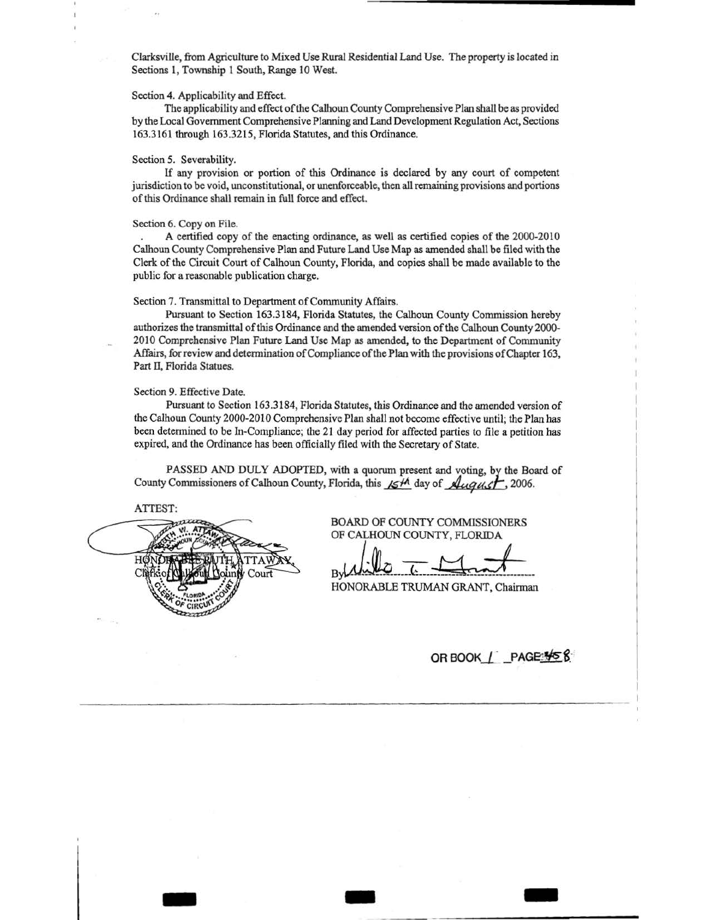Clarksville, from Agriculture to Mixed Use Rural Residential Land Use. The property is located in Sections 1, Township 1 South, Range 10 West.

Section 4. Applicability and Effect.

The applicability and effect of the Calhoun County Comprehensive Plan shall be as provided by the Local Government Comprehensive Planning and Land Development Regulation Act, Sections 163.3161 through 163.3215, Florida Statutes, and this Ordinance.

Section 5. Severability.

If any provision or portion of this Ordinance is declared by any court of competent jurisdiction to be void, unconstitutional, or unenforceable, then all remaining provisions and portions of this Ordinance shall remain in full force and effect.

Section 6. Copy on File.

. A certified copy of the enacting ordinance, as well as certified copies of the 2000-2010 Calhoun County Comprehensive Plan and Future Land Use Map as amended shall be filed with the Clerk of the Circuit Court of Calhoun County, Florida, and copies shall be made available to the public for a reasonable publication charge.

Section 7. Transmittal to Department of Community Affairs.

Pursuant to Section 163.3184, Florida Statutes, the Calhoun County Commission hereby authorizes the transmittal of this Ordinance and the amended version of the Calhoun County 2000-2010 Comprehensive Plan Future Land Use Map as amended, to the Department of Community Affairs, for review and determination of Compliance of the Plan with the provisions of Chapter 163, Part II, Florida Statues.

Section 9. Effective Date.

Pursuant to Section 163.3184, Florida Statutes, this Ordinance and the amended version of the Calhoun County 2000-2010 Comprehensive Plan shall not become effective until; the Plan has been determined to be In-Compliance; the 21 day period for affected parties to file a petition has expired, and the Ordinance has been officially filed with the Secretary of State.

PASSED AND DULY ADOPTED, with a quorum present and voting, by the Board of County Commissioners of Calhoun County, Florida, this 15th day of August, 2006.

ATTEST:

HONORABLE RUTH ATTAWAY,
Clerk of Calhoun County Court

BOARD OF COUNTY COMMISSIONERS
OF CALHOUN COUNTY, FLORIDA

By
HONORABLE TRUMAN GRANT, Chairman

OR BOOK 1 PAGE 458